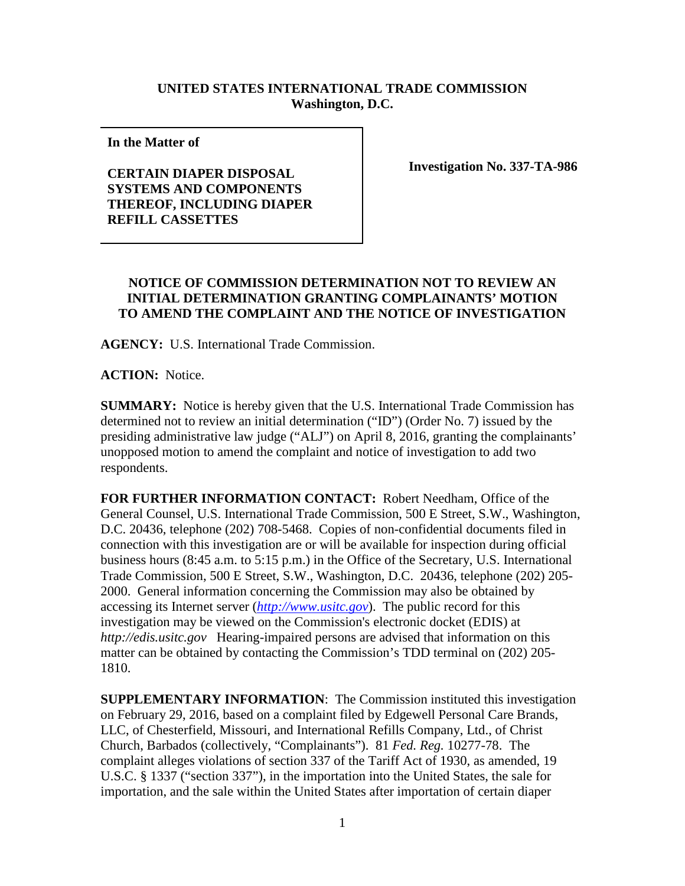**UNITED STATES INTERNATIONAL TRADE COMMISSION**
**Washington, D.C.**

| **In the Matter of**<br><br>**CERTAIN DIAPER DISPOSAL SYSTEMS AND COMPONENTS THEREOF, INCLUDING DIAPER REFILL CASSETTES** | **Investigation No. 337-TA-986** |
|---|---|

**NOTICE OF COMMISSION DETERMINATION NOT TO REVIEW AN INITIAL DETERMINATION GRANTING COMPLAINANTS' MOTION TO AMEND THE COMPLAINT AND THE NOTICE OF INVESTIGATION**

**AGENCY:** U.S. International Trade Commission.

**ACTION:** Notice.

**SUMMARY:** Notice is hereby given that the U.S. International Trade Commission has determined not to review an initial determination ("ID") (Order No. 7) issued by the presiding administrative law judge ("ALJ") on April 8, 2016, granting the complainants' unopposed motion to amend the complaint and notice of investigation to add two respondents.

**FOR FURTHER INFORMATION CONTACT:** Robert Needham, Office of the General Counsel, U.S. International Trade Commission, 500 E Street, S.W., Washington, D.C. 20436, telephone (202) 708-5468. Copies of non-confidential documents filed in connection with this investigation are or will be available for inspection during official business hours (8:45 a.m. to 5:15 p.m.) in the Office of the Secretary, U.S. International Trade Commission, 500 E Street, S.W., Washington, D.C. 20436, telephone (202) 205-2000. General information concerning the Commission may also be obtained by accessing its Internet server (*http://www.usitc.gov*). The public record for this investigation may be viewed on the Commission's electronic docket (EDIS) at *http://edis.usitc.gov* Hearing-impaired persons are advised that information on this matter can be obtained by contacting the Commission's TDD terminal on (202) 205-1810.

**SUPPLEMENTARY INFORMATION**: The Commission instituted this investigation on February 29, 2016, based on a complaint filed by Edgewell Personal Care Brands, LLC, of Chesterfield, Missouri, and International Refills Company, Ltd., of Christ Church, Barbados (collectively, "Complainants"). 81 *Fed. Reg.* 10277-78. The complaint alleges violations of section 337 of the Tariff Act of 1930, as amended, 19 U.S.C. § 1337 ("section 337"), in the importation into the United States, the sale for importation, and the sale within the United States after importation of certain diaper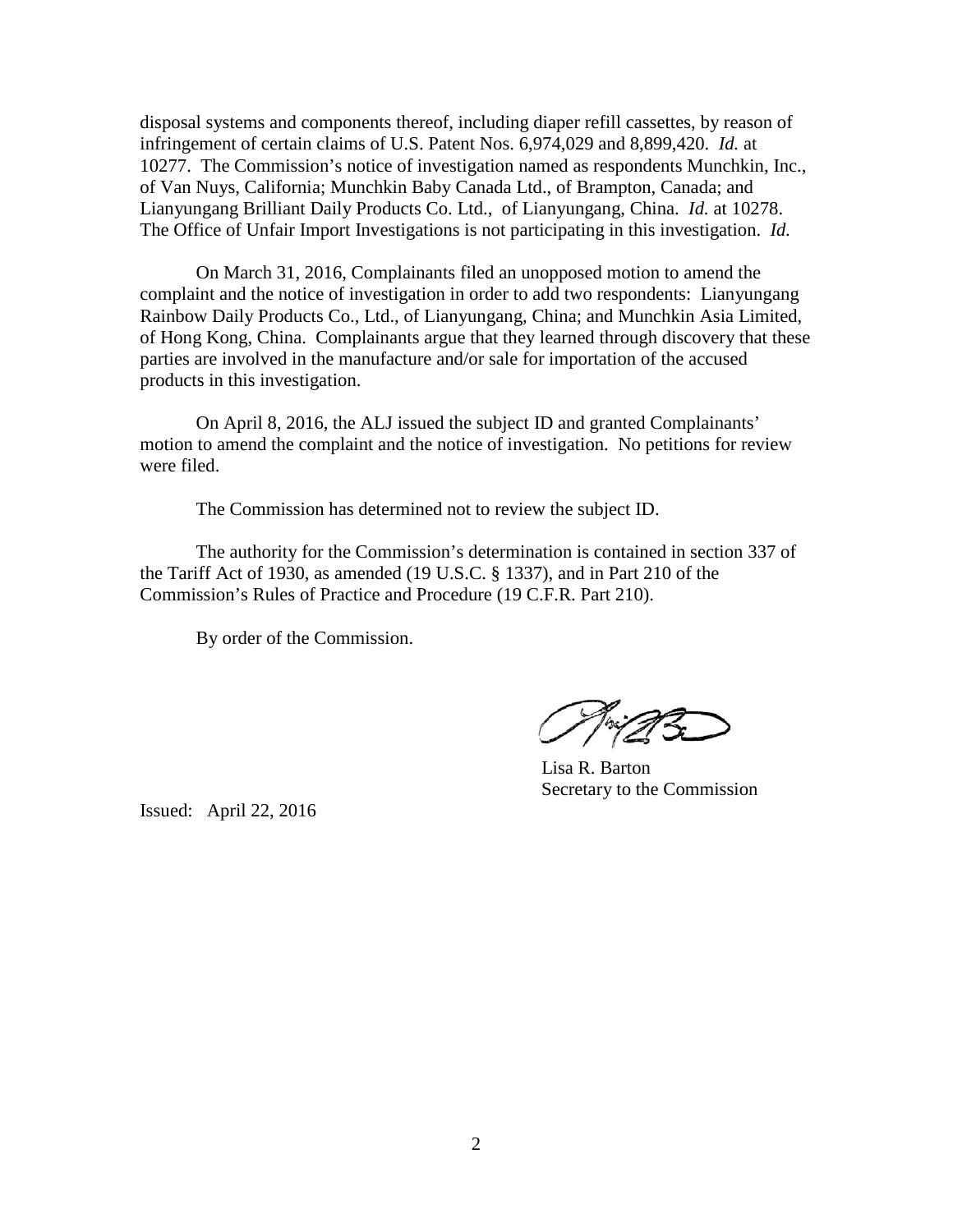disposal systems and components thereof, including diaper refill cassettes, by reason of infringement of certain claims of U.S. Patent Nos. 6,974,029 and 8,899,420. *Id.* at 10277. The Commission's notice of investigation named as respondents Munchkin, Inc., of Van Nuys, California; Munchkin Baby Canada Ltd., of Brampton, Canada; and Lianyungang Brilliant Daily Products Co. Ltd., of Lianyungang, China. *Id.* at 10278. The Office of Unfair Import Investigations is not participating in this investigation. *Id.*

On March 31, 2016, Complainants filed an unopposed motion to amend the complaint and the notice of investigation in order to add two respondents: Lianyungang Rainbow Daily Products Co., Ltd., of Lianyungang, China; and Munchkin Asia Limited, of Hong Kong, China. Complainants argue that they learned through discovery that these parties are involved in the manufacture and/or sale for importation of the accused products in this investigation.

On April 8, 2016, the ALJ issued the subject ID and granted Complainants' motion to amend the complaint and the notice of investigation. No petitions for review were filed.

The Commission has determined not to review the subject ID.

The authority for the Commission's determination is contained in section 337 of the Tariff Act of 1930, as amended (19 U.S.C. § 1337), and in Part 210 of the Commission's Rules of Practice and Procedure (19 C.F.R. Part 210).

By order of the Commission.

Lisa R. Barton
Secretary to the Commission

Issued: April 22, 2016